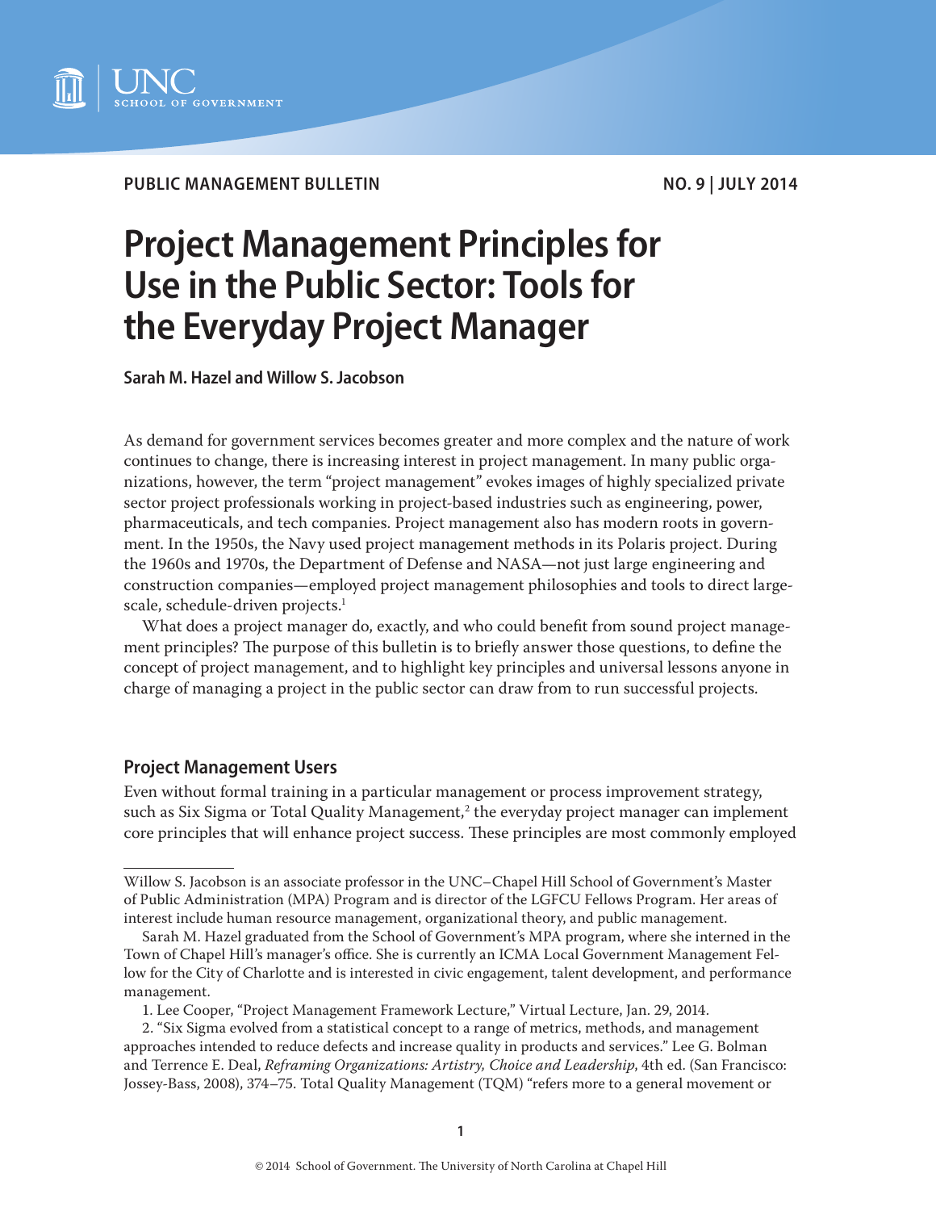PUBLIC MANAGEMENT BULLETIN

NO. 9 | JULY 2014

# Project Management Principles for Use in the Public Sector: Tools for the Everyday Project Manager

**Sarah M. Hazel and Willow S. Jacobson**

As demand for government services becomes greater and more complex and the nature of work continues to change, there is increasing interest in project management. In many public organizations, however, the term "project management" evokes images of highly specialized private sector project professionals working in project-based industries such as engineering, power, pharmaceuticals, and tech companies. Project management also has modern roots in government. In the 1950s, the Navy used project management methods in its Polaris project. During the 1960s and 1970s, the Department of Defense and NASA—not just large engineering and construction companies—employed project management philosophies and tools to direct large-scale, schedule-driven projects.[1]

What does a project manager do, exactly, and who could benefit from sound project management principles? The purpose of this bulletin is to briefly answer those questions, to define the concept of project management, and to highlight key principles and universal lessons anyone in charge of managing a project in the public sector can draw from to run successful projects.

## Project Management Users

Even without formal training in a particular management or process improvement strategy, such as Six Sigma or Total Quality Management,[2] the everyday project manager can implement core principles that will enhance project success. These principles are most commonly employed

---

Willow S. Jacobson is an associate professor in the UNC–Chapel Hill School of Government's Master of Public Administration (MPA) Program and is director of the LGFCU Fellows Program. Her areas of interest include human resource management, organizational theory, and public management.

Sarah M. Hazel graduated from the School of Government's MPA program, where she interned in the Town of Chapel Hill's manager's office. She is currently an ICMA Local Government Management Fellow for the City of Charlotte and is interested in civic engagement, talent development, and performance management.

1. Lee Cooper, "Project Management Framework Lecture," Virtual Lecture, Jan. 29, 2014.

2. "Six Sigma evolved from a statistical concept to a range of metrics, methods, and management approaches intended to reduce defects and increase quality in products and services." Lee G. Bolman and Terrence E. Deal, *Reframing Organizations: Artistry, Choice and Leadership*, 4th ed. (San Francisco: Jossey-Bass, 2008), 374–75. Total Quality Management (TQM) "refers more to a general movement or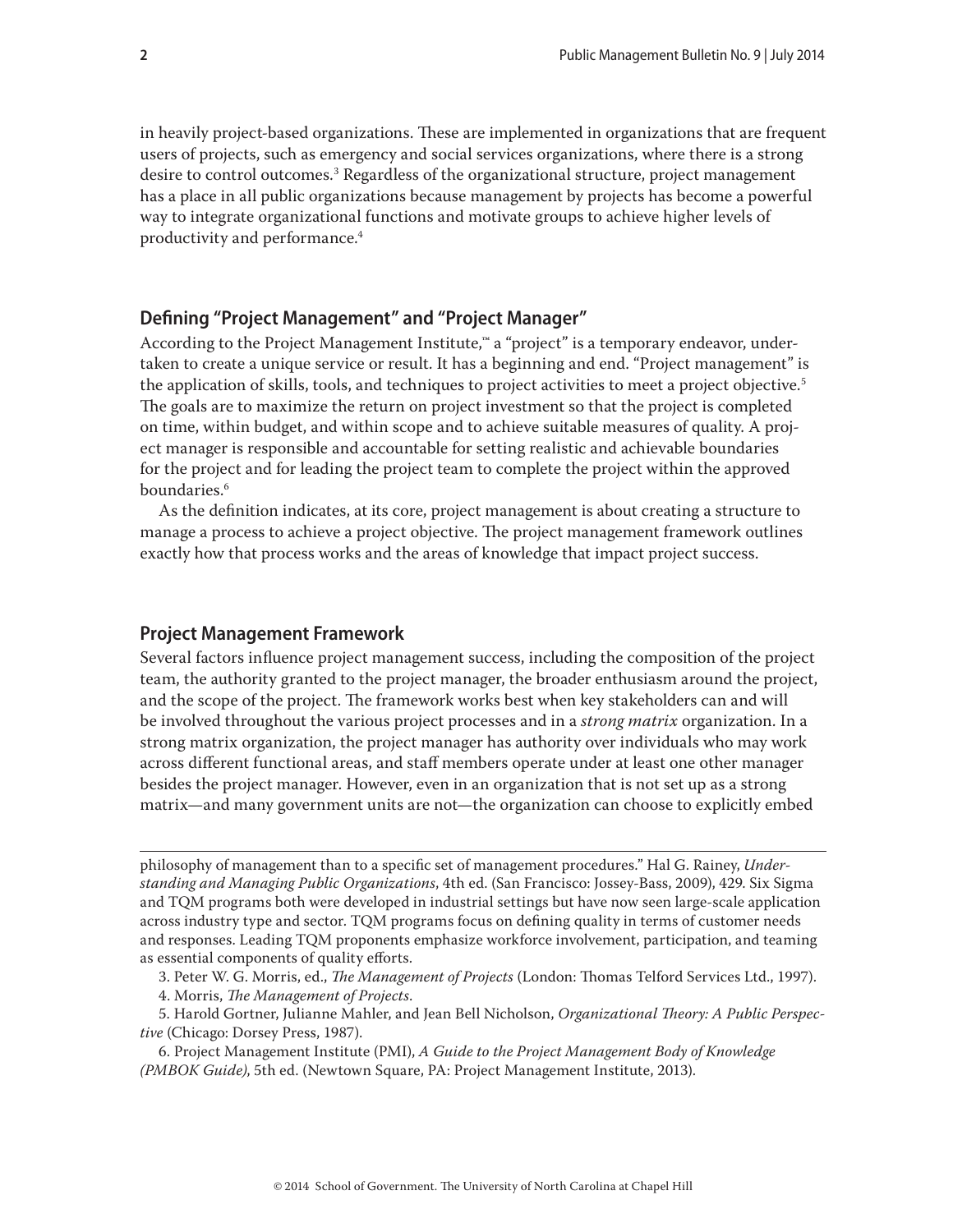in heavily project-based organizations. These are implemented in organizations that are frequent users of projects, such as emergency and social services organizations, where there is a strong desire to control outcomes.[3] Regardless of the organizational structure, project management has a place in all public organizations because management by projects has become a powerful way to integrate organizational functions and motivate groups to achieve higher levels of productivity and performance.[4]

## Defining "Project Management" and "Project Manager"

According to the Project Management Institute,™ a "project" is a temporary endeavor, undertaken to create a unique service or result. It has a beginning and end. "Project management" is the application of skills, tools, and techniques to project activities to meet a project objective.[5] The goals are to maximize the return on project investment so that the project is completed on time, within budget, and within scope and to achieve suitable measures of quality. A project manager is responsible and accountable for setting realistic and achievable boundaries for the project and for leading the project team to complete the project within the approved boundaries.[6]

As the definition indicates, at its core, project management is about creating a structure to manage a process to achieve a project objective. The project management framework outlines exactly how that process works and the areas of knowledge that impact project success.

## Project Management Framework

Several factors influence project management success, including the composition of the project team, the authority granted to the project manager, the broader enthusiasm around the project, and the scope of the project. The framework works best when key stakeholders can and will be involved throughout the various project processes and in a *strong matrix* organization. In a strong matrix organization, the project manager has authority over individuals who may work across different functional areas, and staff members operate under at least one other manager besides the project manager. However, even in an organization that is not set up as a strong matrix—and many government units are not—the organization can choose to explicitly embed

---

philosophy of management than to a specific set of management procedures." Hal G. Rainey, *Understanding and Managing Public Organizations*, 4th ed. (San Francisco: Jossey-Bass, 2009), 429. Six Sigma and TQM programs both were developed in industrial settings but have now seen large-scale application across industry type and sector. TQM programs focus on defining quality in terms of customer needs and responses. Leading TQM proponents emphasize workforce involvement, participation, and teaming as essential components of quality efforts.

3. Peter W. G. Morris, ed., *The Management of Projects* (London: Thomas Telford Services Ltd., 1997).

4. Morris, *The Management of Projects*.

5. Harold Gortner, Julianne Mahler, and Jean Bell Nicholson, *Organizational Theory: A Public Perspective* (Chicago: Dorsey Press, 1987).

6. Project Management Institute (PMI), *A Guide to the Project Management Body of Knowledge (PMBOK Guide)*, 5th ed. (Newtown Square, PA: Project Management Institute, 2013).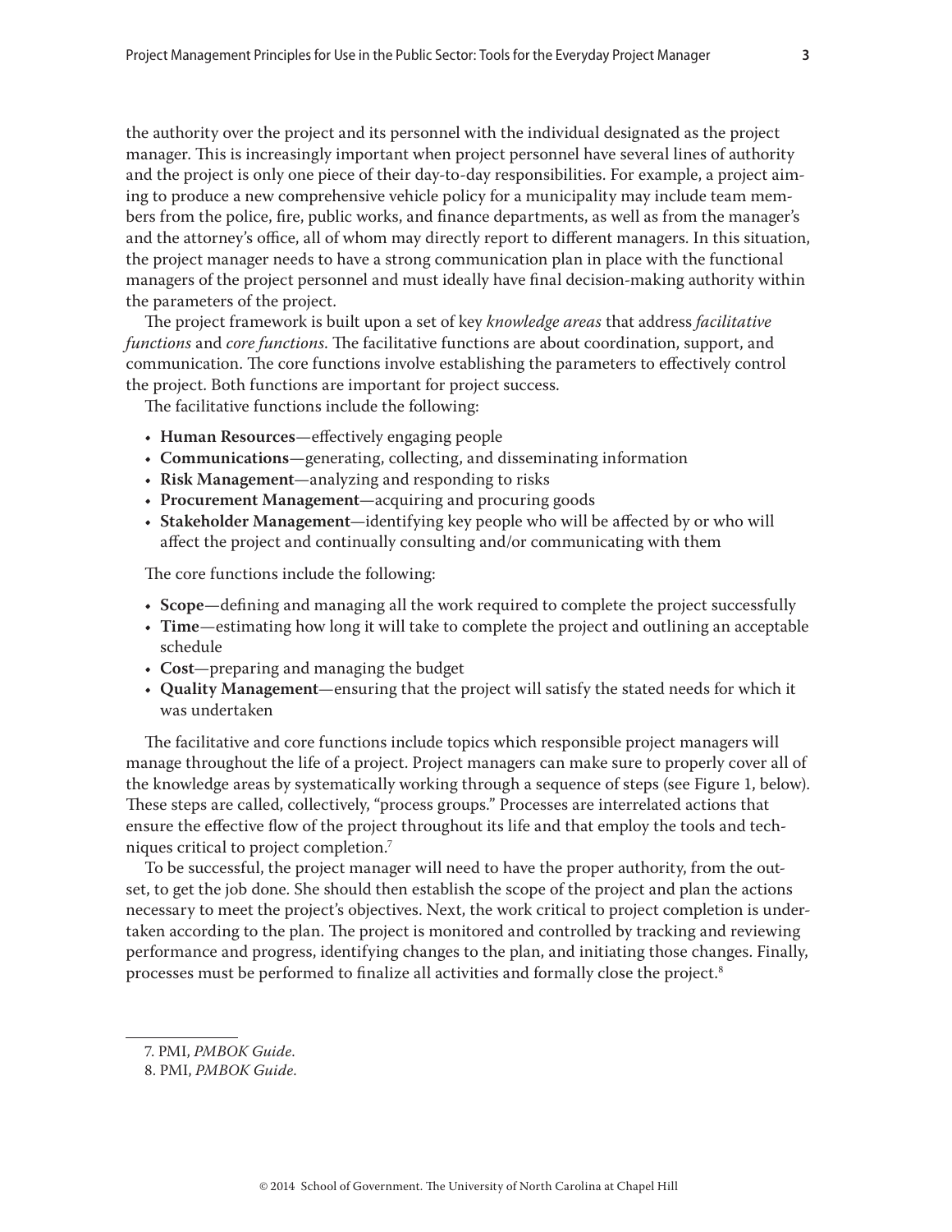the authority over the project and its personnel with the individual designated as the project manager. This is increasingly important when project personnel have several lines of authority and the project is only one piece of their day-to-day responsibilities. For example, a project aiming to produce a new comprehensive vehicle policy for a municipality may include team members from the police, fire, public works, and finance departments, as well as from the manager's and the attorney's office, all of whom may directly report to different managers. In this situation, the project manager needs to have a strong communication plan in place with the functional managers of the project personnel and must ideally have final decision-making authority within the parameters of the project.

The project framework is built upon a set of key *knowledge areas* that address *facilitative functions* and *core functions*. The facilitative functions are about coordination, support, and communication. The core functions involve establishing the parameters to effectively control the project. Both functions are important for project success.

The facilitative functions include the following:

- **Human Resources**—effectively engaging people
- **Communications**—generating, collecting, and disseminating information
- **Risk Management**—analyzing and responding to risks
- **Procurement Management**—acquiring and procuring goods
- **Stakeholder Management**—identifying key people who will be affected by or who will affect the project and continually consulting and/or communicating with them

The core functions include the following:

- **Scope**—defining and managing all the work required to complete the project successfully
- **Time**—estimating how long it will take to complete the project and outlining an acceptable schedule
- **Cost**—preparing and managing the budget
- **Quality Management**—ensuring that the project will satisfy the stated needs for which it was undertaken

The facilitative and core functions include topics which responsible project managers will manage throughout the life of a project. Project managers can make sure to properly cover all of the knowledge areas by systematically working through a sequence of steps (see Figure 1, below). These steps are called, collectively, "process groups." Processes are interrelated actions that ensure the effective flow of the project throughout its life and that employ the tools and techniques critical to project completion.[7]

To be successful, the project manager will need to have the proper authority, from the outset, to get the job done. She should then establish the scope of the project and plan the actions necessary to meet the project's objectives. Next, the work critical to project completion is undertaken according to the plan. The project is monitored and controlled by tracking and reviewing performance and progress, identifying changes to the plan, and initiating those changes. Finally, processes must be performed to finalize all activities and formally close the project.[8]

---

7. PMI, *PMBOK Guide*.

8. PMI, *PMBOK Guide*.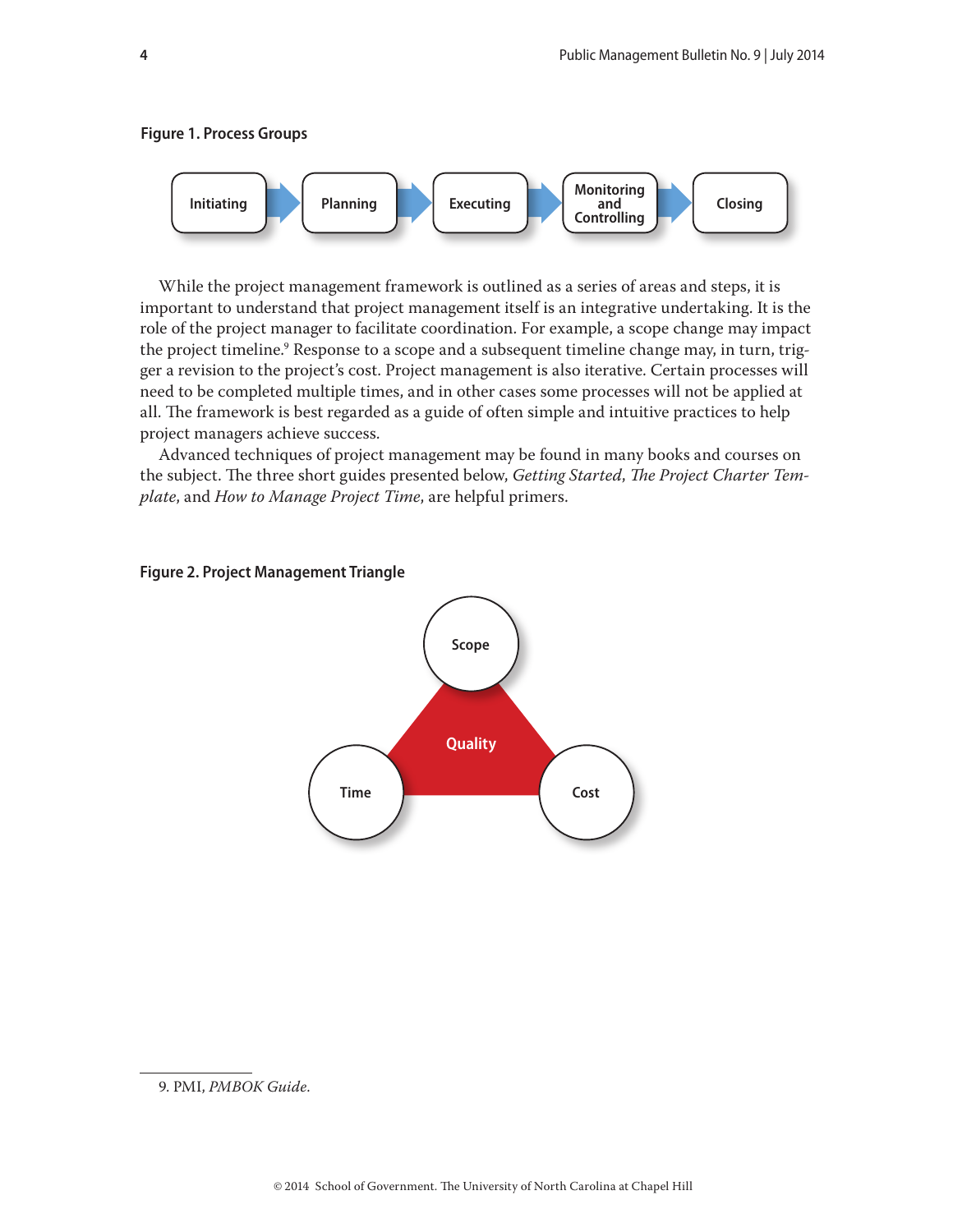**Figure 1. Process Groups**

Initiating → Planning → Executing → Monitoring and Controlling → Closing

While the project management framework is outlined as a series of areas and steps, it is important to understand that project management itself is an integrative undertaking. It is the role of the project manager to facilitate coordination. For example, a scope change may impact the project timeline.[9] Response to a scope and a subsequent timeline change may, in turn, trigger a revision to the project's cost. Project management is also iterative. Certain processes will need to be completed multiple times, and in other cases some processes will not be applied at all. The framework is best regarded as a guide of often simple and intuitive practices to help project managers achieve success.

Advanced techniques of project management may be found in many books and courses on the subject. The three short guides presented below, *Getting Started*, *The Project Charter Template*, and *How to Manage Project Time*, are helpful primers.

**Figure 2. Project Management Triangle**

Scope

Quality

Time

Cost

9. PMI, *PMBOK Guide*.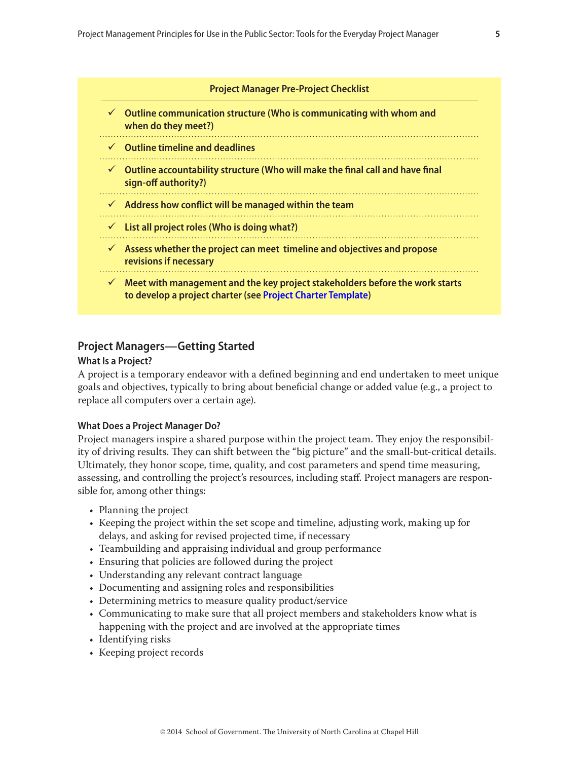**Project Manager Pre-Project Checklist**

- ✓ **Outline communication structure (Who is communicating with whom and when do they meet?)**
- ✓ **Outline timeline and deadlines**
- ✓ **Outline accountability structure (Who will make the final call and have final sign-off authority?)**
- ✓ **Address how conflict will be managed within the team**
- ✓ **List all project roles (Who is doing what?)**
- ✓ **Assess whether the project can meet timeline and objectives and propose revisions if necessary**
- ✓ **Meet with management and the key project stakeholders before the work starts to develop a project charter (see Project Charter Template)**

## Project Managers—Getting Started

### What Is a Project?

A project is a temporary endeavor with a defined beginning and end undertaken to meet unique goals and objectives, typically to bring about beneficial change or added value (e.g., a project to replace all computers over a certain age).

### What Does a Project Manager Do?

Project managers inspire a shared purpose within the project team. They enjoy the responsibility of driving results. They can shift between the "big picture" and the small-but-critical details. Ultimately, they honor scope, time, quality, and cost parameters and spend time measuring, assessing, and controlling the project's resources, including staff. Project managers are responsible for, among other things:

- Planning the project
- Keeping the project within the set scope and timeline, adjusting work, making up for delays, and asking for revised projected time, if necessary
- Teambuilding and appraising individual and group performance
- Ensuring that policies are followed during the project
- Understanding any relevant contract language
- Documenting and assigning roles and responsibilities
- Determining metrics to measure quality product/service
- Communicating to make sure that all project members and stakeholders know what is happening with the project and are involved at the appropriate times
- Identifying risks
- Keeping project records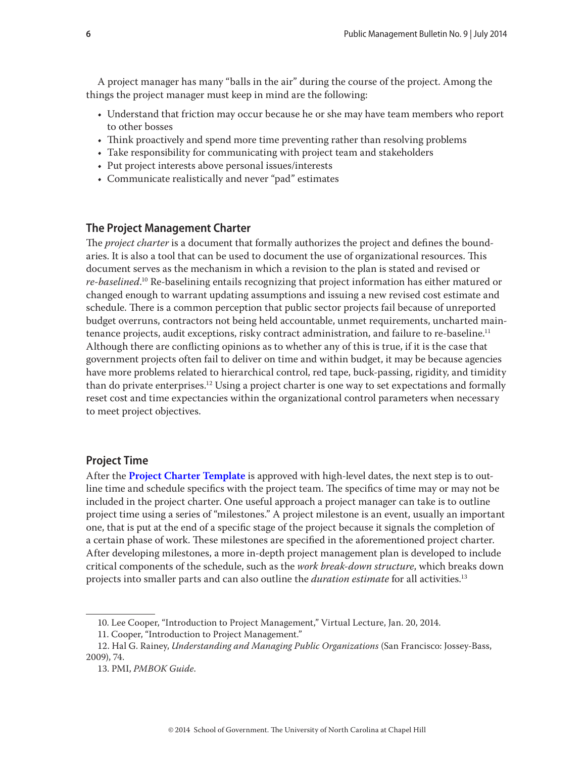A project manager has many "balls in the air" during the course of the project. Among the things the project manager must keep in mind are the following:

- Understand that friction may occur because he or she may have team members who report to other bosses
- Think proactively and spend more time preventing rather than resolving problems
- Take responsibility for communicating with project team and stakeholders
- Put project interests above personal issues/interests
- Communicate realistically and never "pad" estimates

## The Project Management Charter

The *project charter* is a document that formally authorizes the project and defines the boundaries. It is also a tool that can be used to document the use of organizational resources. This document serves as the mechanism in which a revision to the plan is stated and revised or *re-baselined*.[10] Re-baselining entails recognizing that project information has either matured or changed enough to warrant updating assumptions and issuing a new revised cost estimate and schedule. There is a common perception that public sector projects fail because of unreported budget overruns, contractors not being held accountable, unmet requirements, uncharted maintenance projects, audit exceptions, risky contract administration, and failure to re-baseline.[11] Although there are conflicting opinions as to whether any of this is true, if it is the case that government projects often fail to deliver on time and within budget, it may be because agencies have more problems related to hierarchical control, red tape, buck-passing, rigidity, and timidity than do private enterprises.[12] Using a project charter is one way to set expectations and formally reset cost and time expectancies within the organizational control parameters when necessary to meet project objectives.

## Project Time

After the **Project Charter Template** is approved with high-level dates, the next step is to outline time and schedule specifics with the project team. The specifics of time may or may not be included in the project charter. One useful approach a project manager can take is to outline project time using a series of "milestones." A project milestone is an event, usually an important one, that is put at the end of a specific stage of the project because it signals the completion of a certain phase of work. These milestones are specified in the aforementioned project charter. After developing milestones, a more in-depth project management plan is developed to include critical components of the schedule, such as the *work break-down structure*, which breaks down projects into smaller parts and can also outline the *duration estimate* for all activities.[13]

---

10. Lee Cooper, "Introduction to Project Management," Virtual Lecture, Jan. 20, 2014.

11. Cooper, "Introduction to Project Management."

12. Hal G. Rainey, *Understanding and Managing Public Organizations* (San Francisco: Jossey-Bass, 2009), 74.

13. PMI, *PMBOK Guide*.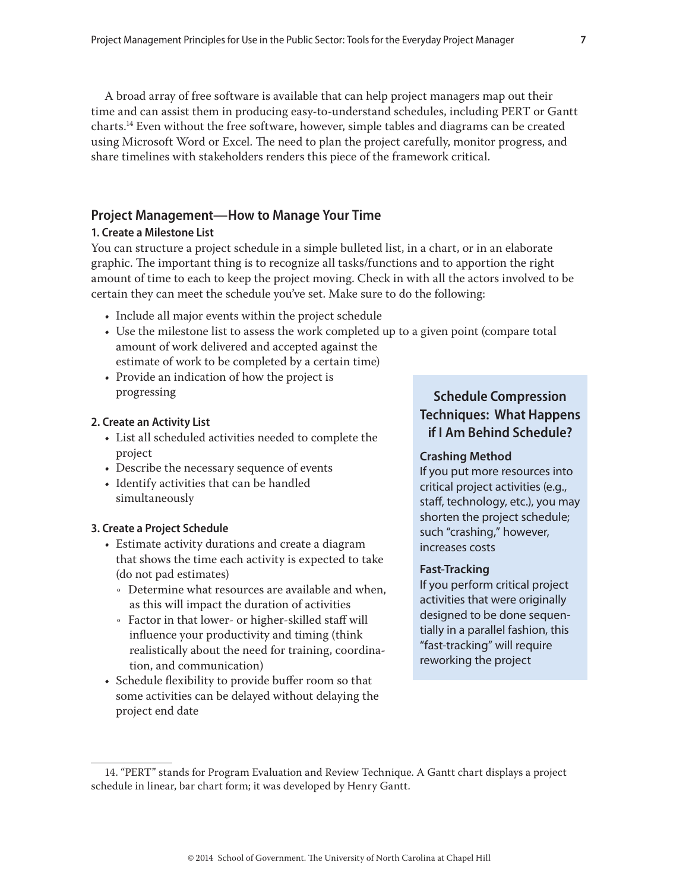A broad array of free software is available that can help project managers map out their time and can assist them in producing easy-to-understand schedules, including PERT or Gantt charts.[14] Even without the free software, however, simple tables and diagrams can be created using Microsoft Word or Excel. The need to plan the project carefully, monitor progress, and share timelines with stakeholders renders this piece of the framework critical.

## Project Management—How to Manage Your Time

### 1. Create a Milestone List

You can structure a project schedule in a simple bulleted list, in a chart, or in an elaborate graphic. The important thing is to recognize all tasks/functions and to apportion the right amount of time to each to keep the project moving. Check in with all the actors involved to be certain they can meet the schedule you've set. Make sure to do the following:

- Include all major events within the project schedule
- Use the milestone list to assess the work completed up to a given point (compare total amount of work delivered and accepted against the estimate of work to be completed by a certain time)
- Provide an indication of how the project is progressing

### 2. Create an Activity List

- List all scheduled activities needed to complete the project
- Describe the necessary sequence of events
- Identify activities that can be handled simultaneously

### 3. Create a Project Schedule

- Estimate activity durations and create a diagram that shows the time each activity is expected to take (do not pad estimates)
  - Determine what resources are available and when, as this will impact the duration of activities
  - Factor in that lower- or higher-skilled staff will influence your productivity and timing (think realistically about the need for training, coordination, and communication)
- Schedule flexibility to provide buffer room so that some activities can be delayed without delaying the project end date

> ### Schedule Compression Techniques: What Happens if I Am Behind Schedule?
>
> **Crashing Method**
> If you put more resources into critical project activities (e.g., staff, technology, etc.), you may shorten the project schedule; such "crashing," however, increases costs
>
> **Fast-Tracking**
> If you perform critical project activities that were originally designed to be done sequentially in a parallel fashion, this "fast-tracking" will require reworking the project

---

14. "PERT" stands for Program Evaluation and Review Technique. A Gantt chart displays a project schedule in linear, bar chart form; it was developed by Henry Gantt.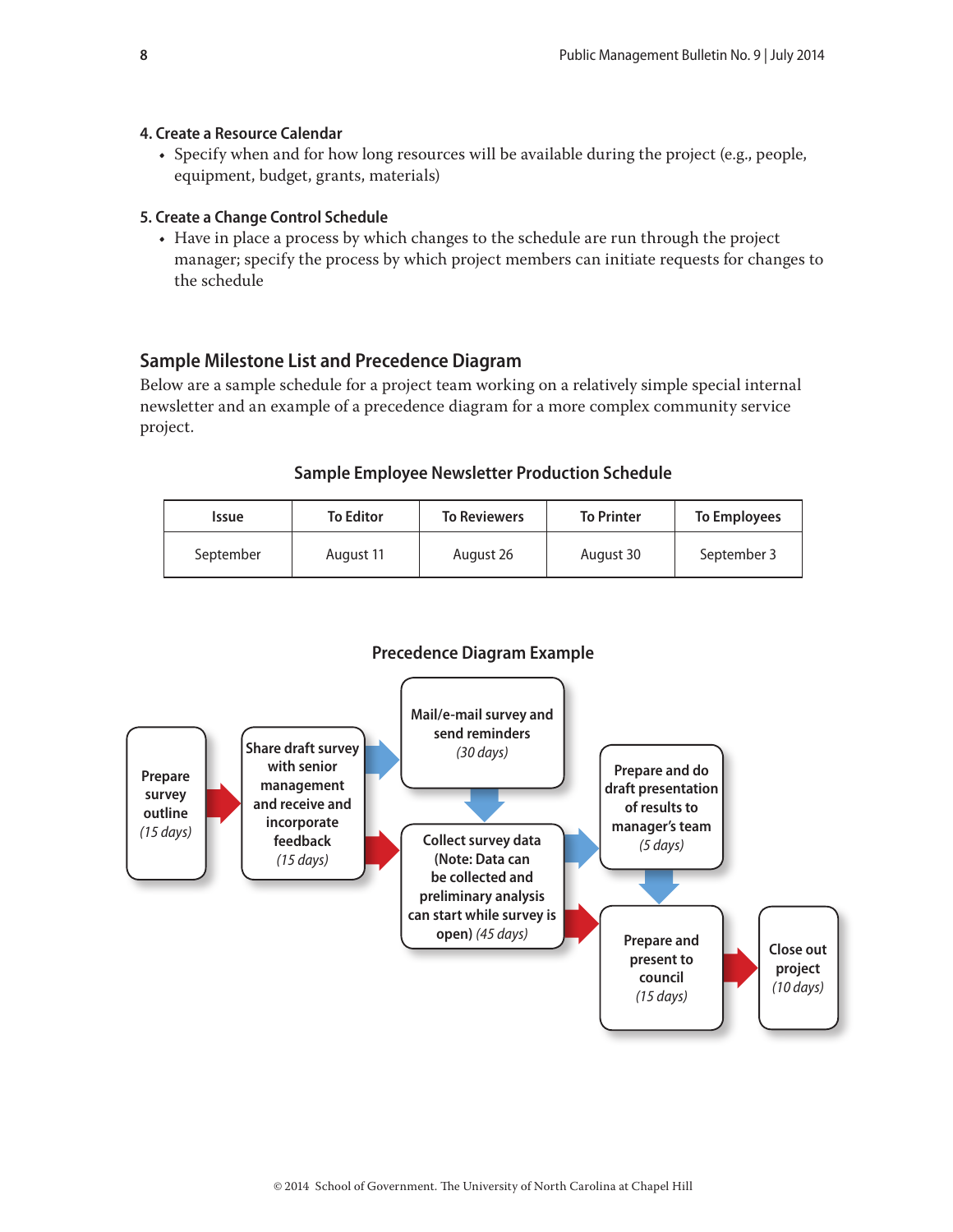**4. Create a Resource Calendar**

- Specify when and for how long resources will be available during the project (e.g., people, equipment, budget, grants, materials)

**5. Create a Change Control Schedule**

- Have in place a process by which changes to the schedule are run through the project manager; specify the process by which project members can initiate requests for changes to the schedule

## Sample Milestone List and Precedence Diagram

Below are a sample schedule for a project team working on a relatively simple special internal newsletter and an example of a precedence diagram for a more complex community service project.

**Sample Employee Newsletter Production Schedule**

| Issue | To Editor | To Reviewers | To Printer | To Employees |
|---|---|---|---|---|
| September | August 11 | August 26 | August 30 | September 3 |

**Precedence Diagram Example**

Prepare survey outline *(15 days)*

Share draft survey with senior management and receive and incorporate feedback *(15 days)*

Mail/e-mail survey and send reminders *(30 days)*

Collect survey data (Note: Data can be collected and preliminary analysis can start while survey is open) *(45 days)*

Prepare and do draft presentation of results to manager's team *(5 days)*

Prepare and present to council *(15 days)*

Close out project *(10 days)*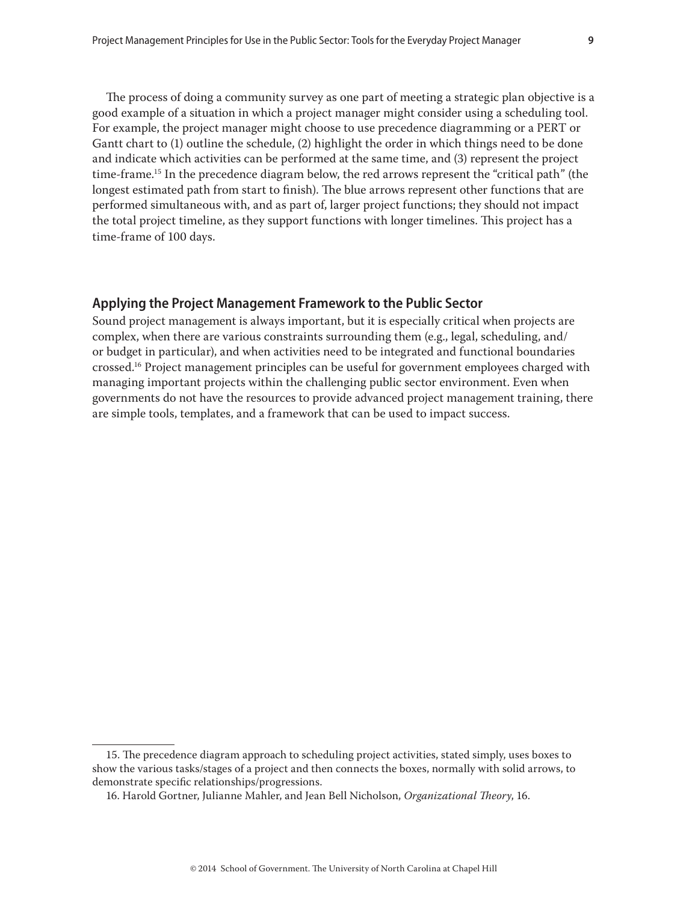The process of doing a community survey as one part of meeting a strategic plan objective is a good example of a situation in which a project manager might consider using a scheduling tool. For example, the project manager might choose to use precedence diagramming or a PERT or Gantt chart to (1) outline the schedule, (2) highlight the order in which things need to be done and indicate which activities can be performed at the same time, and (3) represent the project time-frame.[15] In the precedence diagram below, the red arrows represent the "critical path" (the longest estimated path from start to finish). The blue arrows represent other functions that are performed simultaneous with, and as part of, larger project functions; they should not impact the total project timeline, as they support functions with longer timelines. This project has a time-frame of 100 days.

## Applying the Project Management Framework to the Public Sector

Sound project management is always important, but it is especially critical when projects are complex, when there are various constraints surrounding them (e.g., legal, scheduling, and/or budget in particular), and when activities need to be integrated and functional boundaries crossed.[16] Project management principles can be useful for government employees charged with managing important projects within the challenging public sector environment. Even when governments do not have the resources to provide advanced project management training, there are simple tools, templates, and a framework that can be used to impact success.

---

15. The precedence diagram approach to scheduling project activities, stated simply, uses boxes to show the various tasks/stages of a project and then connects the boxes, normally with solid arrows, to demonstrate specific relationships/progressions.

16. Harold Gortner, Julianne Mahler, and Jean Bell Nicholson, *Organizational Theory*, 16.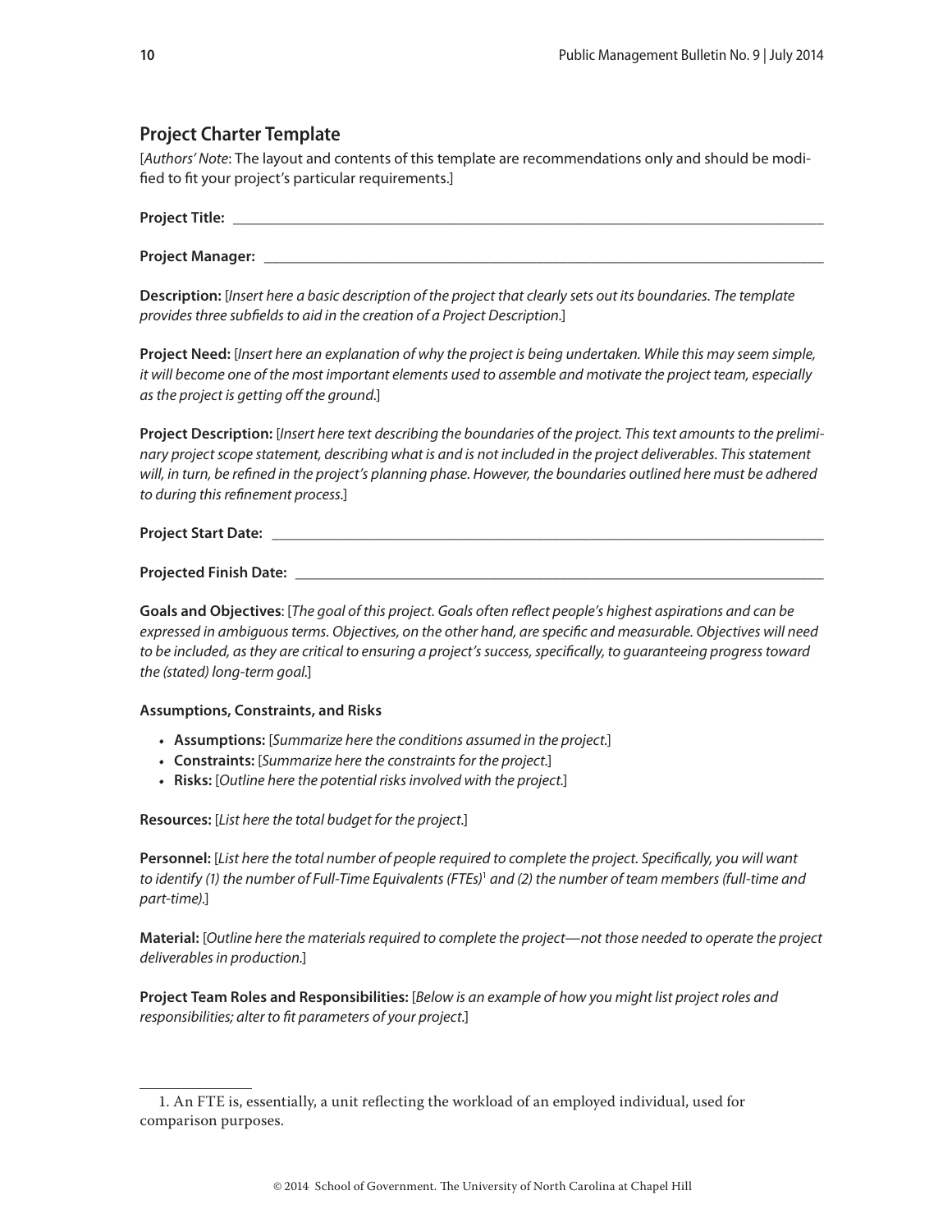## Project Charter Template

[*Authors' Note*: The layout and contents of this template are recommendations only and should be modified to fit your project's particular requirements.]

**Project Title:** \_\_\_\_\_\_\_\_\_\_\_\_\_\_\_\_\_\_\_\_\_\_\_\_\_\_\_\_\_\_\_\_\_\_\_\_\_\_\_\_

**Project Manager:** \_\_\_\_\_\_\_\_\_\_\_\_\_\_\_\_\_\_\_\_\_\_\_\_\_\_\_\_\_\_\_\_\_\_\_\_\_\_\_\_

**Description:** [*Insert here a basic description of the project that clearly sets out its boundaries. The template provides three subfields to aid in the creation of a Project Description*.]

**Project Need:** [*Insert here an explanation of why the project is being undertaken. While this may seem simple, it will become one of the most important elements used to assemble and motivate the project team, especially as the project is getting off the ground*.]

**Project Description:** [*Insert here text describing the boundaries of the project. This text amounts to the preliminary project scope statement, describing what is and is not included in the project deliverables. This statement will, in turn, be refined in the project's planning phase. However, the boundaries outlined here must be adhered to during this refinement process*.]

**Project Start Date:** \_\_\_\_\_\_\_\_\_\_\_\_\_\_\_\_\_\_\_\_\_\_\_\_\_\_\_\_\_\_\_\_\_\_\_\_\_\_\_\_

**Projected Finish Date:** \_\_\_\_\_\_\_\_\_\_\_\_\_\_\_\_\_\_\_\_\_\_\_\_\_\_\_\_\_\_\_\_\_\_\_\_\_\_\_\_

**Goals and Objectives**: [*The goal of this project. Goals often reflect people's highest aspirations and can be expressed in ambiguous terms. Objectives, on the other hand, are specific and measurable. Objectives will need to be included, as they are critical to ensuring a project's success, specifically, to guaranteeing progress toward the (stated) long-term goal*.]

**Assumptions, Constraints, and Risks**

- **Assumptions:** [*Summarize here the conditions assumed in the project*.]
- **Constraints:** [*Summarize here the constraints for the project*.]
- **Risks:** [*Outline here the potential risks involved with the project*.]

**Resources:** [*List here the total budget for the project*.]

**Personnel:** [*List here the total number of people required to complete the project. Specifically, you will want to identify (1) the number of Full-Time Equivalents (FTEs)*[1] *and (2) the number of team members (full-time and part-time)*.]

**Material:** [*Outline here the materials required to complete the project—not those needed to operate the project deliverables in production*.]

**Project Team Roles and Responsibilities:** [*Below is an example of how you might list project roles and responsibilities; alter to fit parameters of your project*.]

---

1. An FTE is, essentially, a unit reflecting the workload of an employed individual, used for comparison purposes.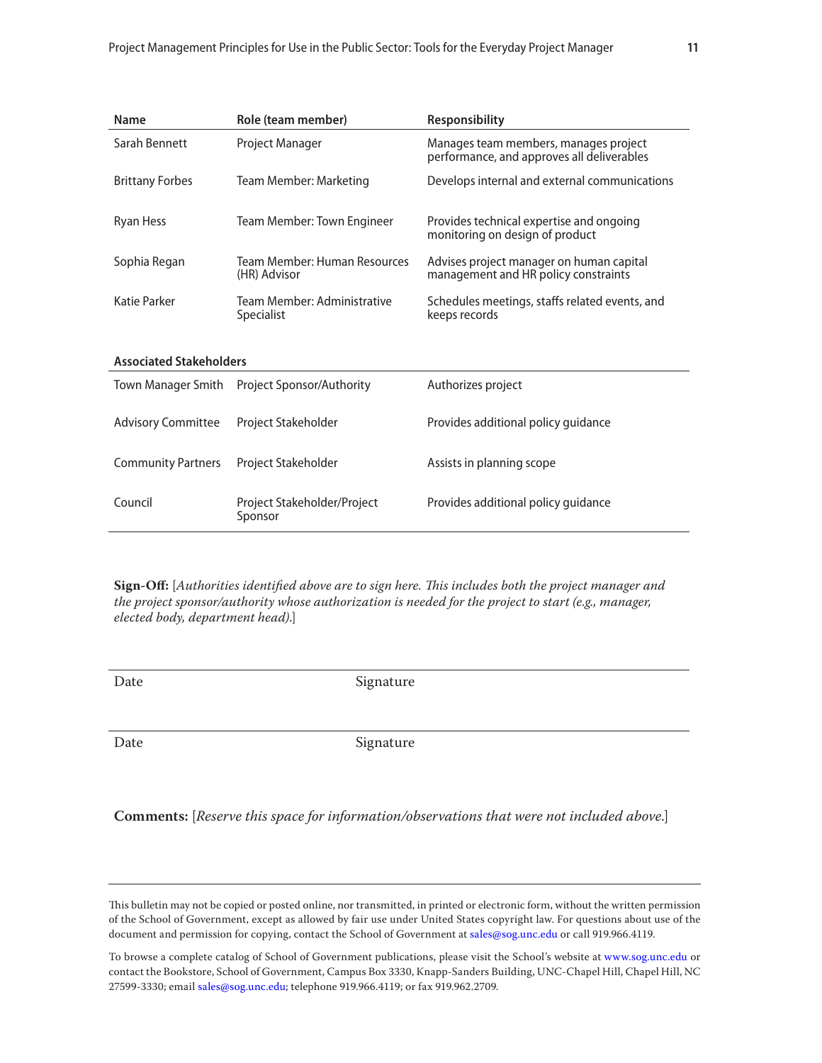| Name | Role (team member) | Responsibility |
| --- | --- | --- |
| Sarah Bennett | Project Manager | Manages team members, manages project performance, and approves all deliverables |
| Brittany Forbes | Team Member: Marketing | Develops internal and external communications |
| Ryan Hess | Team Member: Town Engineer | Provides technical expertise and ongoing monitoring on design of product |
| Sophia Regan | Team Member: Human Resources (HR) Advisor | Advises project manager on human capital management and HR policy constraints |
| Katie Parker | Team Member: Administrative Specialist | Schedules meetings, staffs related events, and keeps records |
| **Associated Stakeholders** | | |
| Town Manager Smith | Project Sponsor/Authority | Authorizes project |
| Advisory Committee | Project Stakeholder | Provides additional policy guidance |
| Community Partners | Project Stakeholder | Assists in planning scope |
| Council | Project Stakeholder/Project Sponsor | Provides additional policy guidance |

**Sign-Off:** [*Authorities identified above are to sign here. This includes both the project manager and the project sponsor/authority whose authorization is needed for the project to start (e.g., manager, elected body, department head).*]

Date Signature

Date Signature

**Comments:** [*Reserve this space for information/observations that were not included above.*]

This bulletin may not be copied or posted online, nor transmitted, in printed or electronic form, without the written permission of the School of Government, except as allowed by fair use under United States copyright law. For questions about use of the document and permission for copying, contact the School of Government at sales@sog.unc.edu or call 919.966.4119.

To browse a complete catalog of School of Government publications, please visit the School's website at www.sog.unc.edu or contact the Bookstore, School of Government, Campus Box 3330, Knapp-Sanders Building, UNC-Chapel Hill, Chapel Hill, NC 27599-3330; email sales@sog.unc.edu; telephone 919.966.4119; or fax 919.962.2709.